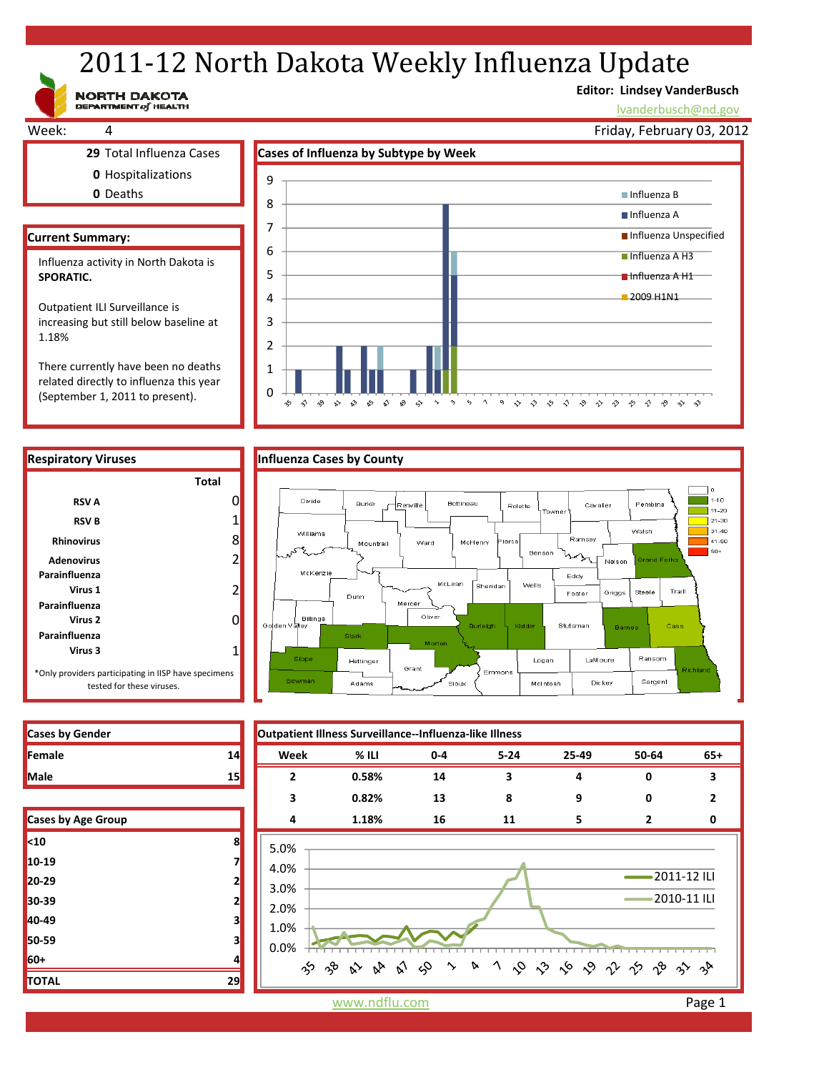# 2011-12 North Dakota Weekly Influenza Update

NORTH DAKOTA DEPARTMENT of HEALTH

**Editor: Lindsey VanderBusch**
lvanderbusch@nd.gov

Week: 4

Friday, February 03, 2012

**29** Total Influenza Cases
**0** Hospitalizations
**0** Deaths

## Current Summary:

Influenza activity in North Dakota is **SPORATIC.**

Outpatient ILI Surveillance is increasing but still below baseline at 1.18%

There currently have been no deaths related directly to influenza this year (September 1, 2011 to present).

## Cases of Influenza by Subtype by Week

Legend: Influenza B, Influenza A, Influenza Unspecified, Influenza A H3, Influenza A H1, 2009 H1N1

## Respiratory Viruses

| | Total |
|---|---|
| RSV A | 0 |
| RSV B | 1 |
| Rhinovirus | 8 |
| Adenovirus | 2 |
| Parainfluenza Virus 1 | 2 |
| Parainfluenza Virus 2 | 0 |
| Parainfluenza Virus 3 | 1 |

*Only providers participating in IISP have specimens tested for these viruses.

## Influenza Cases by County

Legend: 0, 1-10, 11-20, 21-30, 31-40, 41-50, 50+

## Cases by Gender

| | |
|---|---|
| Female | 14 |
| Male | 15 |

## Cases by Age Group

| | |
|---|---|
| <10 | 8 |
| 10-19 | 7 |
| 20-29 | 2 |
| 30-39 | 2 |
| 40-49 | 3 |
| 50-59 | 3 |
| 60+ | 4 |
| TOTAL | 29 |

## Outpatient Illness Surveillance--Influenza-like Illness

| Week | % ILI | 0-4 | 5-24 | 25-49 | 50-64 | 65+ |
|---|---|---|---|---|---|---|
| 2 | 0.58% | 14 | 3 | 4 | 0 | 3 |
| 3 | 0.82% | 13 | 8 | 9 | 0 | 2 |
| 4 | 1.18% | 16 | 11 | 5 | 2 | 0 |

Legend: 2011-12 ILI, 2010-11 ILI

www.ndflu.com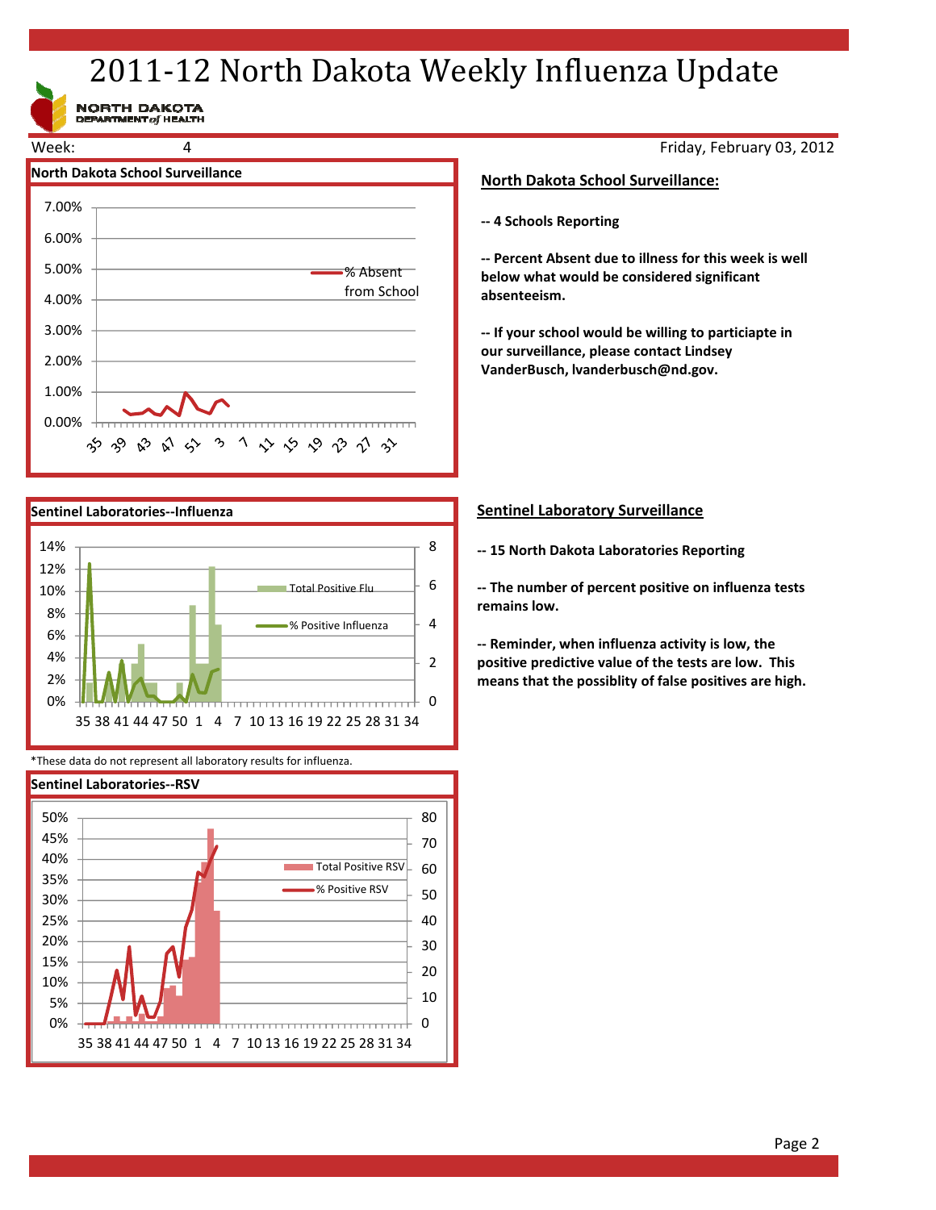# 2011-12 North Dakota Weekly Influenza Update

Week: 4

Friday, February 03, 2012

North Dakota School Surveillance

Sentinel Laboratories--Influenza

*These data do not represent all laboratory results for influenza.

Sentinel Laboratories--RSV

## North Dakota School Surveillance:

**-- 4 Schools Reporting**

**-- Percent Absent due to illness for this week is well below what would be considered significant absenteeism.**

**-- If your school would be willing to particiapte in our surveillance, please contact Lindsey VanderBusch, lvanderbusch@nd.gov.**

## Sentinel Laboratory Surveillance

**-- 15 North Dakota Laboratories Reporting**

**-- The number of percent positive on influenza tests remains low.**

**-- Reminder, when influenza activity is low, the positive predictive value of the tests are low. This means that the possiblity of false positives are high.**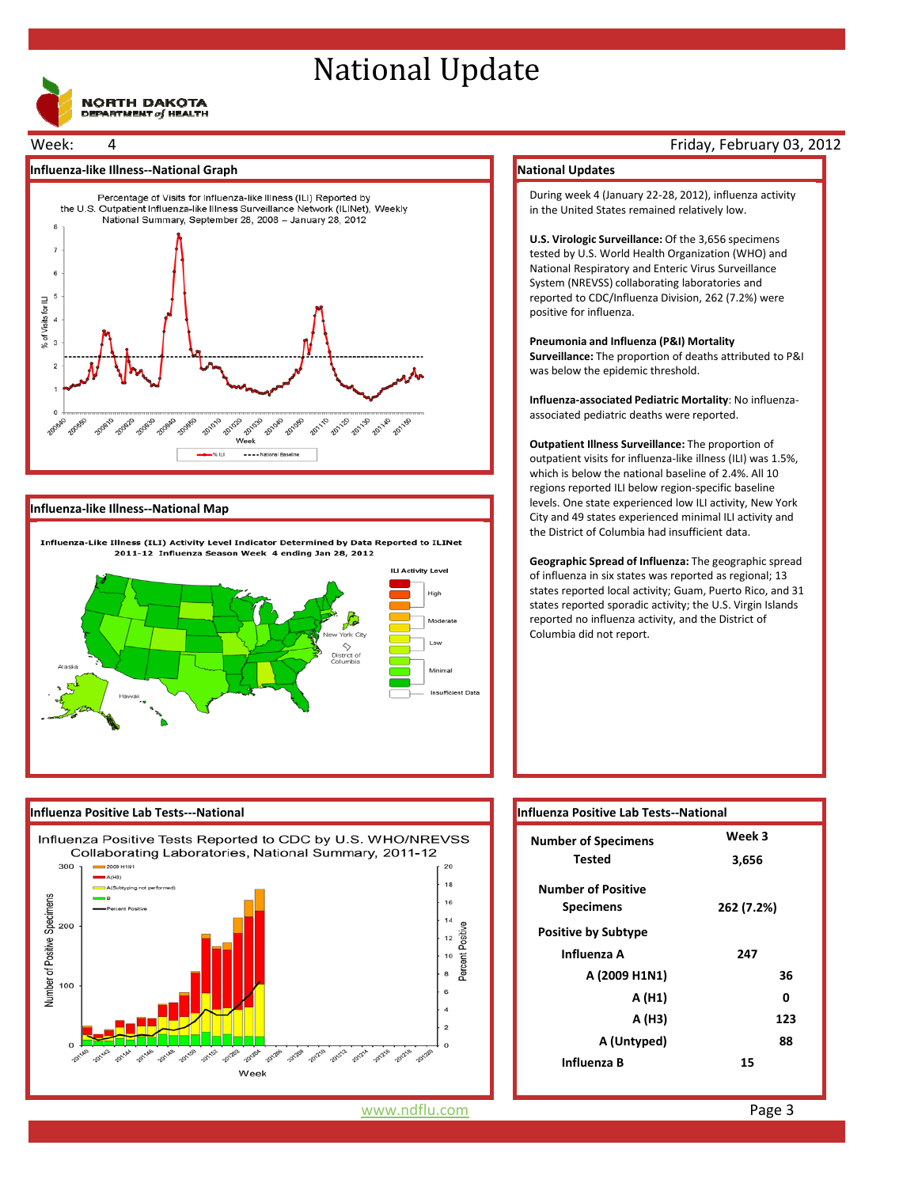# National Update

NORTH DAKOTA DEPARTMENT of HEALTH

Week: 4

Friday, February 03, 2012

## Influenza-like Illness--National Graph

Percentage of Visits for Influenza-like Illness (ILI) Reported by the U.S. Outpatient Influenza-like Illness Surveillance Network (ILINet), Weekly National Summary, September 28, 2008 – January 28, 2012

% of Visits for ILI

Week

% ILI
National Baseline

## Influenza-like Illness--National Map

Influenza-Like Illness (ILI) Activity Level Indicator Determined by Data Reported to ILINet
2011-12 Influenza Season Week 4 ending Jan 28, 2012

ILI Activity Level: High, Moderate, Low, Minimal, Insufficient Data

Alaska
Hawaii
New York City
District of Columbia

## Influenza Positive Lab Tests---National

Influenza Positive Tests Reported to CDC by U.S. WHO/NREVSS Collaborating Laboratories, National Summary, 2011-12

2009 H1N1
A(H3)
A(Subtyping not performed)
B
Percent Positive

Number of Positive Specimens

Percent Positive

Week

## National Updates

During week 4 (January 22-28, 2012), influenza activity in the United States remained relatively low.

**U.S. Virologic Surveillance:** Of the 3,656 specimens tested by U.S. World Health Organization (WHO) and National Respiratory and Enteric Virus Surveillance System (NREVSS) collaborating laboratories and reported to CDC/Influenza Division, 262 (7.2%) were positive for influenza.

**Pneumonia and Influenza (P&I) Mortality Surveillance:** The proportion of deaths attributed to P&I was below the epidemic threshold.

**Influenza-associated Pediatric Mortality**: No influenza-associated pediatric deaths were reported.

**Outpatient Illness Surveillance:** The proportion of outpatient visits for influenza-like illness (ILI) was 1.5%, which is below the national baseline of 2.4%. All 10 regions reported ILI below region-specific baseline levels. One state experienced low ILI activity, New York City and 49 states experienced minimal ILI activity and the District of Columbia had insufficient data.

**Geographic Spread of Influenza:** The geographic spread of influenza in six states was reported as regional; 13 states reported local activity; Guam, Puerto Rico, and 31 states reported sporadic activity; the U.S. Virgin Islands reported no influenza activity, and the District of Columbia did not report.

## Influenza Positive Lab Tests--National

| | Week 3 |
|---|---|
| **Number of Specimens Tested** | **3,656** |
| **Number of Positive Specimens** | **262 (7.2%)** |
| **Positive by Subtype** | |
| **Influenza A** | **247** |
| **A (2009 H1N1)** | **36** |
| **A (H1)** | **0** |
| **A (H3)** | **123** |
| **A (Untyped)** | **88** |
| **Influenza B** | **15** |

www.ndflu.com